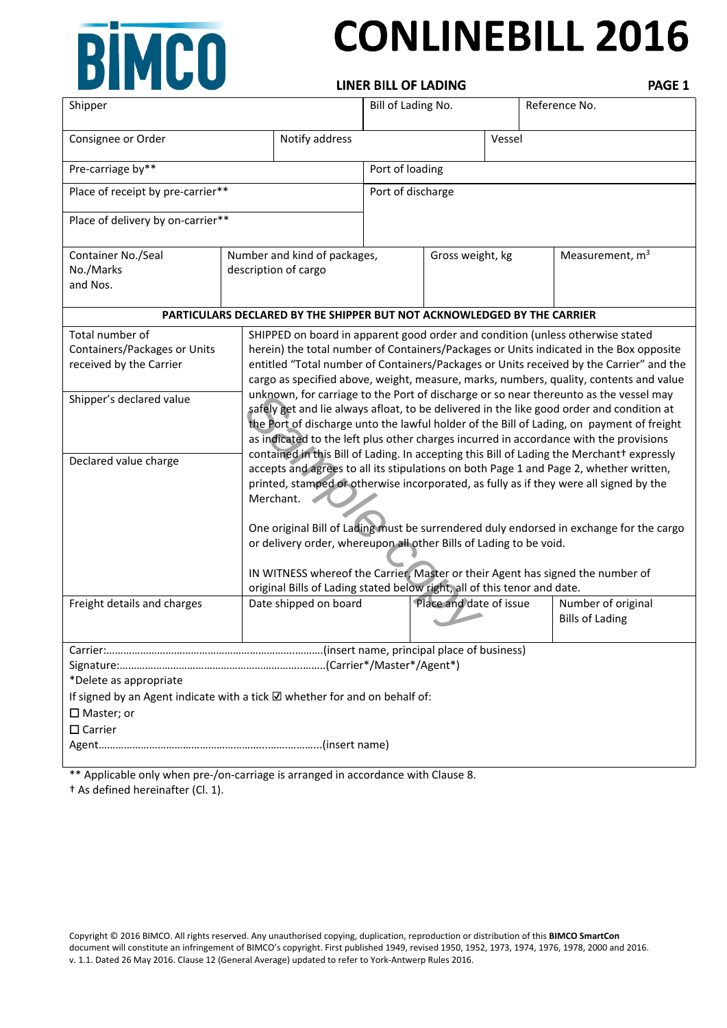# BIMCO

# CONLINEBILL 2016

**LINER BILL OF LADING**

**PAGE 1**

| Shipper | | Bill of Lading No. | Reference No. |
|---|---|---|---|
| Consignee or Order | Notify address | | Vessel |
| Pre-carriage by** | | Port of loading | |
| Place of receipt by pre-carrier** | | Port of discharge | |
| Place of delivery by on-carrier** | | | |

| Container No./Seal No./Marks and Nos. | Number and kind of packages, description of cargo | Gross weight, kg | Measurement, $m^3$ |
|---|---|---|---|
| | | | |

**PARTICULARS DECLARED BY THE SHIPPER BUT NOT ACKNOWLEDGED BY THE CARRIER**

| Total number of Containers/Packages or Units received by the Carrier | SHIPPED on board in apparent good order and condition (unless otherwise stated herein) the total number of Containers/Packages or Units indicated in the Box opposite entitled "Total number of Containers/Packages or Units received by the Carrier" and the cargo as specified above, weight, measure, marks, numbers, quality, contents and value unknown, for carriage to the Port of discharge or so near thereunto as the vessel may safely get and lie always afloat, to be delivered in the like good order and condition at the Port of discharge unto the lawful holder of the Bill of Lading, on payment of freight as indicated to the left plus other charges incurred in accordance with the provisions contained in this Bill of Lading. In accepting this Bill of Lading the Merchant† expressly accepts and agrees to all its stipulations on both Page 1 and Page 2, whether written, printed, stamped or otherwise incorporated, as fully as if they were all signed by the Merchant.<br><br>One original Bill of Lading must be surrendered duly endorsed in exchange for the cargo or delivery order, whereupon all other Bills of Lading to be void.<br><br>IN WITNESS whereof the Carrier, Master or their Agent has signed the number of original Bills of Lading stated below right, all of this tenor and date. | | |
|---|---|---|---|
| Shipper's declared value | | | |
| Declared value charge | | | |
| Freight details and charges | Date shipped on board | Place and date of issue | Number of original Bills of Lading |

Carrier:……………………………………………………………….(insert name, principal place of business)
Signature:…………………………………………………………….(Carrier*/Master*/Agent*)
*Delete as appropriate
If signed by an Agent indicate with a tick ☑ whether for and on behalf of:
☐ Master; or
☐ Carrier
Agent………………………………………………………………….(insert name)

** Applicable only when pre-/on-carriage is arranged in accordance with Clause 8.
† As defined hereinafter (Cl. 1).

Copyright © 2016 BIMCO. All rights reserved. Any unauthorised copying, duplication, reproduction or distribution of this **BIMCO SmartCon** document will constitute an infringement of BIMCO's copyright. First published 1949, revised 1950, 1952, 1973, 1974, 1976, 1978, 2000 and 2016. v. 1.1. Dated 26 May 2016. Clause 12 (General Average) updated to refer to York-Antwerp Rules 2016.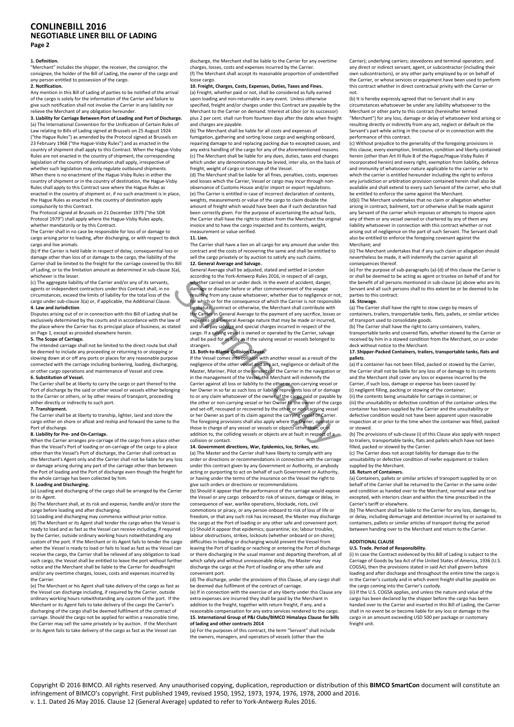# CONLINEBILL 2016
## NEGOTIABLE LINER BILL OF LADING
Page 2

**1. Definition.**
"Merchant" includes the shipper, the receiver, the consignor, the consignee, the holder of the Bill of Lading, the owner of the cargo and any person entitled to possession of the cargo.

**2. Notification.**
Any mention in this Bill of Lading of parties to be notified of the arrival of the cargo is solely for the information of the Carrier and failure to give such notification shall not involve the Carrier in any liability nor relieve the Merchant of any obligation hereunder.

**3. Liability for Carriage Between Port of Loading and Port of Discharge.**
(a) The International Convention for the Unification of Certain Rules of Law relating to Bills of Lading signed at Brussels on 25 August 1924 ("the Hague Rules") as amended by the Protocol signed at Brussels on 23 February 1968 ("the Hague-Visby Rules") and as enacted in the country of shipment shall apply to this Contract. When the Hague-Visby Rules are not enacted in the country of shipment, the corresponding legislation of the country of destination shall apply, irrespective of whether such legislation may only regulate outbound shipments.
When there is no enactment of the Hague-Visby Rules in either the country of shipment or in the country of destination, the Hague-Visby Rules shall apply to this Contract save where the Hague Rules as enacted in the country of shipment or, if no such enactment is in place, the Hague Rules as enacted in the country of destination apply compulsorily to this Contract.
The Protocol signed at Brussels on 21 December 1979 ("the SDR Protocol 1979") shall apply where the Hague-Visby Rules apply, whether mandatorily or by this Contract.
The Carrier shall in no case be responsible for loss of or damage to cargo arising prior to loading, after discharging, or with respect to deck cargo and live animals.
(b) If the Carrier is held liable in respect of delay, consequential loss or damage other than loss of or damage to the cargo, the liability of the Carrier shall be limited to the freight for the carriage covered by this Bill of Lading, or to the limitation amount as determined in sub-clause 3(a), whichever is the lesser.
(c) The aggregate liability of the Carrier and/or any of its servants, agents or independent contractors under this Contract shall, in no circumstances, exceed the limits of liability for the total loss of the cargo under sub-clause 3(a) or, if applicable, the Additional Clause.

**4. Law and Jurisdiction.**
Disputes arising out of or in connection with this Bill of Lading shall be exclusively determined by the courts and in accordance with the law of the place where the Carrier has its principal place of business, as stated on Page 1, except as provided elsewhere herein.

**5. The Scope of Carriage.**
The intended carriage shall not be limited to the direct route but shall be deemed to include any proceeding or returning to or stopping or slowing down at or off any ports or places for any reasonable purpose connected with the carriage including bunkering, loading, discharging, or other cargo operations and maintenance of Vessel and crew.

**6. Substitution of Vessel.**
The Carrier shall be at liberty to carry the cargo or part thereof to the Port of discharge by the said or other vessel or vessels either belonging to the Carrier or others, or by other means of transport, proceeding either directly or indirectly to such port.

**7. Transhipment.**
The Carrier shall be at liberty to tranship, lighter, land and store the cargo either on shore or afloat and reship and forward the same to the Port of discharge.

**8. Liability for Pre- and On-Carriage.**
When the Carrier arranges pre-carriage of the cargo from a place other than the Vessel's Port of loading or on-carriage of the cargo to a place other than the Vessel's Port of discharge, the Carrier shall contract as the Merchant's Agent only and the Carrier shall not be liable for any loss or damage arising during any part of the carriage other than between the Port of loading and the Port of discharge even though the freight for the whole carriage has been collected by him.

**9. Loading and Discharging.**
(a) Loading and discharging of the cargo shall be arranged by the Carrier or its Agent.
(b) The Merchant shall, at its risk and expense, handle and/or store the cargo before loading and after discharging.
(c) Loading and discharging may commence without prior notice.
(d) The Merchant or its Agent shall tender the cargo when the Vessel is ready to load and as fast as the Vessel can receive including, if required by the Carrier, outside ordinary working hours notwithstanding any custom of the port. If the Merchant or its Agent fails to tender the cargo when the Vessel is ready to load or fails to load as fast as the Vessel can receive the cargo, the Carrier shall be relieved of any obligation to load such cargo, the Vessel shall be entitled to leave the port without further notice and the Merchant shall be liable to the Carrier for deadfreight and/or any overtime charges, losses, costs and expenses incurred by the Carrier.
(e) The Merchant or his Agent shall take delivery of the cargo as fast as the Vessel can discharge including, if required by the Carrier, outside ordinary working hours notwithstanding any custom of the port. If the Merchant or its Agent fails to take delivery of the cargo the Carrier's discharging of the cargo shall be deemed fulfilment of the contract of carriage. Should the cargo not be applied for within a reasonable time, the Carrier may sell the same privately or by auction. If the Merchant or its Agent fails to take delivery of the cargo as fast as the Vessel can discharge, the Merchant shall be liable to the Carrier for any overtime charges, losses, costs and expenses incurred by the Carrier.
(f) The Merchant shall accept its reasonable proportion of unidentified loose cargo.

**10. Freight, Charges, Costs, Expenses, Duties, Taxes and Fines.**
(a) Freight, whether paid or not, shall be considered as fully earned upon loading and non-returnable in any event. Unless otherwise specified, freight and/or charges under this Contract are payable by the Merchant to the Carrier on demand. Interest at Libor (or its successor) plus 2 per cent. shall run from fourteen days after the date when freight and charges are payable.
(b) The Merchant shall be liable for all costs and expenses of fumigation, gathering and sorting loose cargo and weighing onboard, repairing damage to and replacing packing due to excepted causes, and any extra handling of the cargo for any of the aforementioned reasons.
(c) The Merchant shall be liable for any dues, duties, taxes and charges which under any denomination may be levied, inter alia, on the basis of freight, weight of cargo or tonnage of the Vessel.
(d) The Merchant shall be liable for all fines, penalties, costs, expenses and losses which the Carrier, Vessel or cargo may incur through non-observance of Customs House and/or import or export regulations.
(e) The Carrier is entitled in case of incorrect declaration of contents, weights, measurements or value of the cargo to claim double the amount of freight which would have been due if such declaration had been correctly given. For the purpose of ascertaining the actual facts, the Carrier shall have the right to obtain from the Merchant the original invoice and to have the cargo inspected and its contents, weight, measurement or value verified.

**11. Lien.**
The Carrier shall have a lien on all cargo for any amount due under this contract and the costs of recovering the same and shall be entitled to sell the cargo privately or by auction to satisfy any such claims.

**12. General Average and Salvage.**
General Average shall be adjusted, stated and settled in London according to the York-Antwerp Rules 2016, in respect of all cargo, whether carried on or under deck. In the event of accident, danger, damage or disaster before or after commencement of the voyage resulting from any cause whatsoever, whether due to negligence or not, for which or for the consequence of which the Carrier is not responsible by statute, contract or otherwise, the Merchant shall contribute with the Carrier in General Average to the payment of any sacrifice, losses or expenses of a General Average nature that may be made or incurred, and shall pay salvage and special charges incurred in respect of the cargo. If a salving vessel is owned or operated by the Carrier, salvage shall be paid for as fully as if the salving vessel or vessels belonged to strangers.

**13. Both-to-Blame Collision Clause.**
If the Vessel comes into collision with another vessel as a result of the negligence of the other vessel and any act, negligence or default of the Master, Mariner, Pilot or the servants of the Carrier in the navigation or in the management of the Vessel, the Merchant will indemnify the Carrier against all loss or liability to the other or non-carrying vessel or her Owner in so far as such loss or liability represents loss of or damage to or any claim whatsoever of the owner of the cargo paid or payable by the other or non-carrying vessel or her Owner to the owner of the cargo and set-off, recouped or recovered by the other or non-carrying vessel or her Owner as part of its claim against the carrying vessel or Carrier. The foregoing provisions shall also apply where the Owner, operator or those in charge of any vessel or vessels or objects other than, or in addition to, the colliding vessels or objects are at fault in respect of a collision or contact.

**14. Government directions, War, Epidemics, Ice, Strikes, etc.**
(a) The Master and the Carrier shall have liberty to comply with any order or directions or recommendations in connection with the carriage under this contract given by any Government or Authority, or anybody acting or purporting to act on behalf of such Government or Authority, or having under the terms of the insurance on the Vessel the right to give such orders or directions or recommendations.
(b) Should it appear that the performance of the carriage would expose the Vessel or any cargo onboard to risk of seizure, damage or delay, in consequence of war, warlike operations, blockade, riots, civil commotions or piracy, or any person onboard to risk of loss of life or freedom, or that any such risk has increased, the Master may discharge the cargo at the Port of loading or any other safe and convenient port.
(c) Should it appear that epidemics; quarantine; ice; labour troubles, labour obstructions, strikes, lockouts (whether onboard or on shore); difficulties in loading or discharging would prevent the Vessel from leaving the Port of loading or reaching or entering the Port of discharge or there discharging in the usual manner and departing therefrom, all of which safely and without unreasonable delay, the Master may discharge the cargo at the Port of loading or any other safe and convenient port.
(d) The discharge, under the provisions of this Clause, of any cargo shall be deemed due fulfilment of the contract of carriage.
(e) If in connection with the exercise of any liberty under this Clause any extra expenses are incurred they shall be paid by the Merchant in addition to the freight, together with return freight, if any, and a reasonable compensation for any extra services rendered to the cargo.

**15. International Group of P&I Clubs/BIMCO Himalaya Clause for bills of lading and other contracts 2014**
(a) For the purposes of this contract, the term "Servant" shall include the owners, managers, and operators of vessels (other than the Carrier); underlying carriers; stevedores and terminal operators; and any direct or indirect servant, agent, or subcontractor (including their own subcontractors), or any other party employed by or on behalf of the Carrier, or whose services or equipment have been used to perform this contract whether in direct contractual privity with the Carrier or not.
(b) It is hereby expressly agreed that no Servant shall in any circumstances whatsoever be under any liability whatsoever to the Merchant or other party to this contract (hereinafter termed "Merchant") for any loss, damage or delay of whatsoever kind arising or resulting directly or indirectly from any act, neglect or default on the Servant's part while acting in the course of or in connection with the performance of this contract.
(c) Without prejudice to the generality of the foregoing provisions in this clause, every exemption, limitation, condition and liberty contained herein (other than Art III Rule 8 of the Hague/Hague-Visby Rules if incorporated herein) and every right, exemption from liability, defence and immunity of whatsoever nature applicable to the carrier or to which the carrier is entitled hereunder including the right to enforce any jurisdiction or arbitration provision contained herein shall also be available and shall extend to every such Servant of the carrier, who shall be entitled to enforce the same against the Merchant.
(d)(i) The Merchant undertakes that no claim or allegation whether arising in contract, bailment, tort or otherwise shall be made against any Servant of the carrier which imposes or attempts to impose upon any of them or any vessel owned or chartered by any of them any liability whatsoever in connection with this contract whether or not arising out of negligence on the part of such Servant. The Servant shall also be entitled to enforce the foregoing covenant against the Merchant; and
(ii) The Merchant undertakes that if any such claim or allegation should nevertheless be made, it will indemnify the carrier against all consequences thereof.
(e) For the purpose of sub-paragraphs (a)-(d) of this clause the Carrier is or shall be deemed to be acting as agent or trustee on behalf of and for the benefit of all persons mentioned in sub-clause (a) above who are its Servant and all such persons shall to this extent be or be deemed to be parties to this contract.

**16. Stowage.**
(a) The Carrier shall have the right to stow cargo by means of containers, trailers, transportable tanks, flats, pallets, or similar articles of transport used to consolidate goods.
(b) The Carrier shall have the right to carry containers, trailers, transportable tanks and covered flats, whether stowed by the Carrier or received by him in a stowed condition from the Merchant, on or under deck without notice to the Merchant.

**17. Shipper-Packed Containers, trailers, transportable tanks, flats and pallets.**
(a) If a container has not been filled, packed or stowed by the Carrier, the Carrier shall not be liable for any loss of or damage to its contents and the Merchant shall cover any loss or expense incurred by the Carrier, if such loss, damage or expense has been caused by:
(i) negligent filling, packing or stowing of the container;
(ii) the contents being unsuitable for carriage in container; or
(iii) the unsuitability or defective condition of the container unless the container has been supplied by the Carrier and the unsuitability or defective condition would not have been apparent upon reasonable inspection at or prior to the time when the container was filled, packed or stowed.
(b) The provisions of sub-clause (i) of this Clause also apply with respect to trailers, transportable tanks, flats and pallets which have not been filled, packed or stowed by the Carrier.
(c) The Carrier does not accept liability for damage due to the unsuitability or defective condition of reefer equipment or trailers supplied by the Merchant.

**18. Return of Containers.**
(a) Containers, pallets or similar articles of transport supplied by or on behalf of the Carrier shall be returned to the Carrier in the same order and condition as handed over to the Merchant, normal wear and tear excepted, with interiors clean and within the time prescribed in the Carrier's tariff or elsewhere.
(b) The Merchant shall be liable to the Carrier for any loss, damage to, or delay, including demurrage and detention incurred by or sustained to containers, pallets or similar articles of transport during the period between handing over to the Merchant and return to the Carrier.

**ADDITIONAL CLAUSE**
**U.S. Trade. Period of Responsibility.**
(i) In case the Contract evidenced by this Bill of Lading is subject to the Carriage of Goods by Sea Act of the United States of America, 1936 (U.S. COGSA), then the provisions stated in said Act shall govern before loading and after discharge and throughout the entire time the cargo is in the Carrier's custody and in which event freight shall be payable on the cargo coming into the Carrier's custody.
(ii) If the U.S. COGSA applies, and unless the nature and value of the cargo has been declared by the shipper before the cargo has been handed over to the Carrier and inserted in this Bill of Lading, the Carrier shall in no event be or become liable for any loss or damage to the cargo in an amount exceeding USD 500 per package or customary freight unit.

Copyright © 2016 BIMCO. All rights reserved. Any unauthorised copying, duplication, reproduction or distribution of this **BIMCO SmartCon** document will constitute an infringement of BIMCO's copyright. First published 1949, revised 1950, 1952, 1973, 1974, 1976, 1978, 2000 and 2016.
v. 1.1. Dated 26 May 2016. Clause 12 (General Average) updated to refer to York-Antwerp Rules 2016.